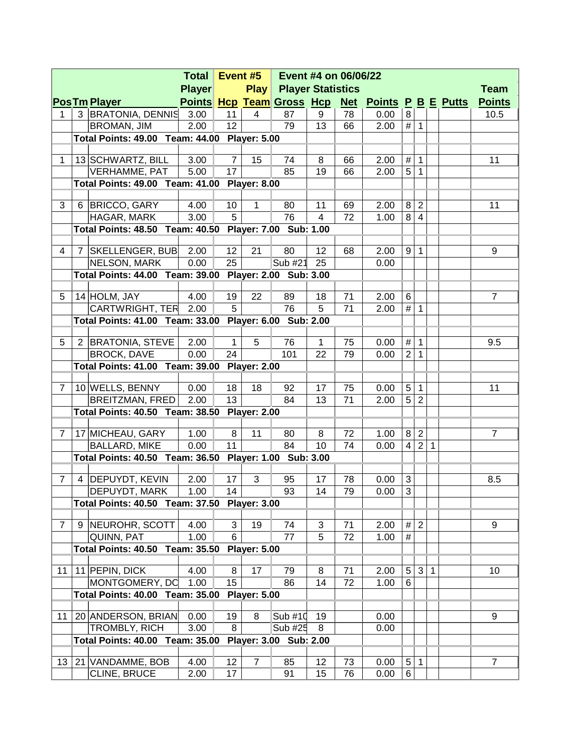| Pos | Tm | Player | Total Player Points | Event #5 Hcp | Play Team | Event #4 on 06/06/22 Player Statistics Gross | Hcp | Net | Points | P | B | E | Putts | Team Points |
|---|---|---|---|---|---|---|---|---|---|---|---|---|---|---|
| 1 | 3 | BRATONIA, DENNIS | 3.00 | 11 | 4 | 87 | 9 | 78 | 0.00 | 8 | | | | 10.5 |
| | | BROMAN, JIM | 2.00 | 12 | | 79 | 13 | 66 | 2.00 | # | 1 | | | |
| | Total Points: 49.00 Team: 44.00 Player: 5.00 | | | | | | | | | | | | | |
| 1 | 13 | SCHWARTZ, BILL | 3.00 | 7 | 15 | 74 | 8 | 66 | 2.00 | # | 1 | | | 11 |
| | | VERHAMME, PAT | 5.00 | 17 | | 85 | 19 | 66 | 2.00 | 5 | 1 | | | |
| | Total Points: 49.00 Team: 41.00 Player: 8.00 | | | | | | | | | | | | | |
| 3 | 6 | BRICCO, GARY | 4.00 | 10 | 1 | 80 | 11 | 69 | 2.00 | 8 | 2 | | | 11 |
| | | HAGAR, MARK | 3.00 | 5 | | 76 | 4 | 72 | 1.00 | 8 | 4 | | | |
| | Total Points: 48.50 Team: 40.50 Player: 7.00 Sub: 1.00 | | | | | | | | | | | | | |
| 4 | 7 | SKELLENGER, BUB | 2.00 | 12 | 21 | 80 | 12 | 68 | 2.00 | 9 | 1 | | | 9 |
| | | NELSON, MARK | 0.00 | 25 | | Sub #21 | 25 | | 0.00 | | | | | |
| | Total Points: 44.00 Team: 39.00 Player: 2.00 Sub: 3.00 | | | | | | | | | | | | | |
| 5 | 14 | HOLM, JAY | 4.00 | 19 | 22 | 89 | 18 | 71 | 2.00 | 6 | | | | 7 |
| | | CARTWRIGHT, TER | 2.00 | 5 | | 76 | 5 | 71 | 2.00 | # | 1 | | | |
| | Total Points: 41.00 Team: 33.00 Player: 6.00 Sub: 2.00 | | | | | | | | | | | | | |
| 5 | 2 | BRATONIA, STEVE | 2.00 | 1 | 5 | 76 | 1 | 75 | 0.00 | # | 1 | | | 9.5 |
| | | BROCK, DAVE | 0.00 | 24 | | 101 | 22 | 79 | 0.00 | 2 | 1 | | | |
| | Total Points: 41.00 Team: 39.00 Player: 2.00 | | | | | | | | | | | | | |
| 7 | 10 | WELLS, BENNY | 0.00 | 18 | 18 | 92 | 17 | 75 | 0.00 | 5 | 1 | | | 11 |
| | | BREITZMAN, FRED | 2.00 | 13 | | 84 | 13 | 71 | 2.00 | 5 | 2 | | | |
| | Total Points: 40.50 Team: 38.50 Player: 2.00 | | | | | | | | | | | | | |
| 7 | 17 | MICHEAU, GARY | 1.00 | 8 | 11 | 80 | 8 | 72 | 1.00 | 8 | 2 | | | 7 |
| | | BALLARD, MIKE | 0.00 | 11 | | 84 | 10 | 74 | 0.00 | 4 | 2 | 1 | | |
| | Total Points: 40.50 Team: 36.50 Player: 1.00 Sub: 3.00 | | | | | | | | | | | | | |
| 7 | 4 | DEPUYDT, KEVIN | 2.00 | 17 | 3 | 95 | 17 | 78 | 0.00 | 3 | | | | 8.5 |
| | | DEPUYDT, MARK | 1.00 | 14 | | 93 | 14 | 79 | 0.00 | 3 | | | | |
| | Total Points: 40.50 Team: 37.50 Player: 3.00 | | | | | | | | | | | | | |
| 7 | 9 | NEUROHR, SCOTT | 4.00 | 3 | 19 | 74 | 3 | 71 | 2.00 | # | 2 | | | 9 |
| | | QUINN, PAT | 1.00 | 6 | | 77 | 5 | 72 | 1.00 | # | | | | |
| | Total Points: 40.50 Team: 35.50 Player: 5.00 | | | | | | | | | | | | | |
| 11 | 11 | PEPIN, DICK | 4.00 | 8 | 17 | 79 | 8 | 71 | 2.00 | 5 | 3 | 1 | | 10 |
| | | MONTGOMERY, DC | 1.00 | 15 | | 86 | 14 | 72 | 1.00 | 6 | | | | |
| | Total Points: 40.00 Team: 35.00 Player: 5.00 | | | | | | | | | | | | | |
| 11 | 20 | ANDERSON, BRIAN | 0.00 | 19 | 8 | Sub #10 | 19 | | 0.00 | | | | | 9 |
| | | TROMBLY, RICH | 3.00 | 8 | | Sub #25 | 8 | | 0.00 | | | | | |
| | Total Points: 40.00 Team: 35.00 Player: 3.00 Sub: 2.00 | | | | | | | | | | | | | |
| 13 | 21 | VANDAMME, BOB | 4.00 | 12 | 7 | 85 | 12 | 73 | 0.00 | 5 | 1 | | | 7 |
| | | CLINE, BRUCE | 2.00 | 17 | | 91 | 15 | 76 | 0.00 | 6 | | | | |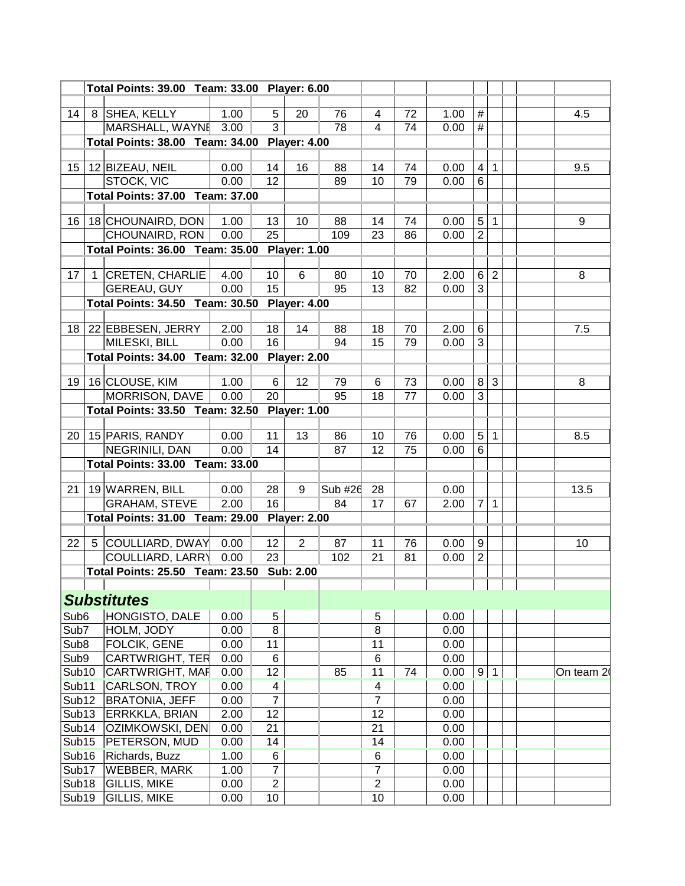| | | Total Points: 39.00 Team: 33.00 Player: 6.00 | | | | | | | | | | | | | |
|---|---|---|---|---|---|---|---|---|---|---|---|---|---|---|---|
| | | | | | | | | | | | | | | | |
| 14 | 8 | SHEA, KELLY | 1.00 | 5 | 20 | 76 | 4 | 72 | 1.00 | # | | | | | 4.5 |
| | | MARSHALL, WAYNE | 3.00 | 3 | | 78 | 4 | 74 | 0.00 | # | | | | | |
| | | **Total Points: 38.00 Team: 34.00 Player: 4.00** | | | | | | | | | | | | | |
| | | | | | | | | | | | | | | | |
| 15 | 12 | BIZEAU, NEIL | 0.00 | 14 | 16 | 88 | 14 | 74 | 0.00 | 4 | 1 | | | | 9.5 |
| | | STOCK, VIC | 0.00 | 12 | | 89 | 10 | 79 | 0.00 | 6 | | | | | |
| | | **Total Points: 37.00 Team: 37.00** | | | | | | | | | | | | | |
| | | | | | | | | | | | | | | | |
| 16 | 18 | CHOUNAIRD, DON | 1.00 | 13 | 10 | 88 | 14 | 74 | 0.00 | 5 | 1 | | | | 9 |
| | | CHOUNAIRD, RON | 0.00 | 25 | | 109 | 23 | 86 | 0.00 | 2 | | | | | |
| | | **Total Points: 36.00 Team: 35.00 Player: 1.00** | | | | | | | | | | | | | |
| | | | | | | | | | | | | | | | |
| 17 | 1 | CRETEN, CHARLIE | 4.00 | 10 | 6 | 80 | 10 | 70 | 2.00 | 6 | 2 | | | | 8 |
| | | GEREAU, GUY | 0.00 | 15 | | 95 | 13 | 82 | 0.00 | 3 | | | | | |
| | | **Total Points: 34.50 Team: 30.50 Player: 4.00** | | | | | | | | | | | | | |
| | | | | | | | | | | | | | | | |
| 18 | 22 | EBBESEN, JERRY | 2.00 | 18 | 14 | 88 | 18 | 70 | 2.00 | 6 | | | | | 7.5 |
| | | MILESKI, BILL | 0.00 | 16 | | 94 | 15 | 79 | 0.00 | 3 | | | | | |
| | | **Total Points: 34.00 Team: 32.00 Player: 2.00** | | | | | | | | | | | | | |
| | | | | | | | | | | | | | | | |
| 19 | 16 | CLOUSE, KIM | 1.00 | 6 | 12 | 79 | 6 | 73 | 0.00 | 8 | 3 | | | | 8 |
| | | MORRISON, DAVE | 0.00 | 20 | | 95 | 18 | 77 | 0.00 | 3 | | | | | |
| | | **Total Points: 33.50 Team: 32.50 Player: 1.00** | | | | | | | | | | | | | |
| | | | | | | | | | | | | | | | |
| 20 | 15 | PARIS, RANDY | 0.00 | 11 | 13 | 86 | 10 | 76 | 0.00 | 5 | 1 | | | | 8.5 |
| | | NEGRINILI, DAN | 0.00 | 14 | | 87 | 12 | 75 | 0.00 | 6 | | | | | |
| | | **Total Points: 33.00 Team: 33.00** | | | | | | | | | | | | | |
| | | | | | | | | | | | | | | | |
| 21 | 19 | WARREN, BILL | 0.00 | 28 | 9 | Sub #26 | 28 | | 0.00 | | | | | | 13.5 |
| | | GRAHAM, STEVE | 2.00 | 16 | | 84 | 17 | 67 | 2.00 | 7 | 1 | | | | |
| | | **Total Points: 31.00 Team: 29.00 Player: 2.00** | | | | | | | | | | | | | |
| | | | | | | | | | | | | | | | |
| 22 | 5 | COULLIARD, DWAY | 0.00 | 12 | 2 | 87 | 11 | 76 | 0.00 | 9 | | | | | 10 |
| | | COULLIARD, LARRY | 0.00 | 23 | | 102 | 21 | 81 | 0.00 | 2 | | | | | |
| | | **Total Points: 25.50 Team: 23.50 Sub: 2.00** | | | | | | | | | | | | | |
| | | | | | | | | | | | | | | | |
| ***Substitutes*** | | | | | | | | | | | | | | | |
| Sub6 | | HONGISTO, DALE | 0.00 | 5 | | | 5 | | 0.00 | | | | | | |
| Sub7 | | HOLM, JODY | 0.00 | 8 | | | 8 | | 0.00 | | | | | | |
| Sub8 | | FOLCIK, GENE | 0.00 | 11 | | | 11 | | 0.00 | | | | | | |
| Sub9 | | CARTWRIGHT, TER | 0.00 | 6 | | | 6 | | 0.00 | | | | | | |
| Sub10 | | CARTWRIGHT, MAR | 0.00 | 12 | | 85 | 11 | 74 | 0.00 | 9 | 1 | | | | On team 2 |
| Sub11 | | CARLSON, TROY | 0.00 | 4 | | | 4 | | 0.00 | | | | | | |
| Sub12 | | BRATONIA, JEFF | 0.00 | 7 | | | 7 | | 0.00 | | | | | | |
| Sub13 | | ERRKKLA, BRIAN | 2.00 | 12 | | | 12 | | 0.00 | | | | | | |
| Sub14 | | OZIMKOWSKI, DEN | 0.00 | 21 | | | 21 | | 0.00 | | | | | | |
| Sub15 | | PETERSON, MUD | 0.00 | 14 | | | 14 | | 0.00 | | | | | | |
| Sub16 | | Richards, Buzz | 1.00 | 6 | | | 6 | | 0.00 | | | | | | |
| Sub17 | | WEBBER, MARK | 1.00 | 7 | | | 7 | | 0.00 | | | | | | |
| Sub18 | | GILLIS, MIKE | 0.00 | 2 | | | 2 | | 0.00 | | | | | | |
| Sub19 | | GILLIS, MIKE | 0.00 | 10 | | | 10 | | 0.00 | | | | | | |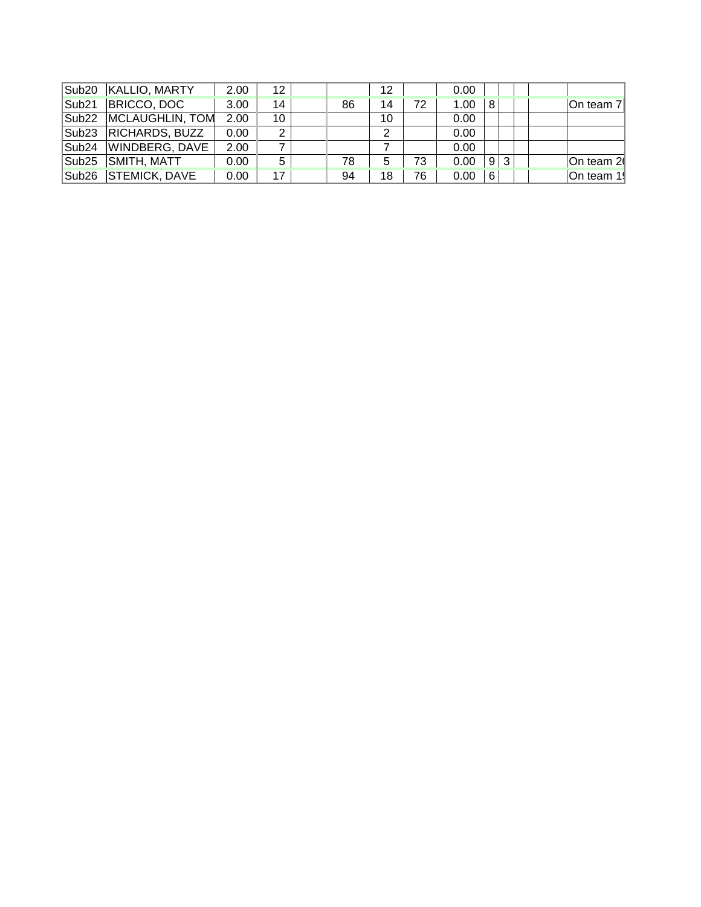| | | | | | | | | | | | | | | |
|---|---|---|---|---|---|---|---|---|---|---|---|---|---|---|
| Sub20 | KALLIO, MARTY | 2.00 | 12 | | | 12 | | 0.00 | | | | | | |
| Sub21 | BRICCO, DOC | 3.00 | 14 | | 86 | 14 | 72 | 1.00 | 8 | | | | | On team 7 |
| Sub22 | MCLAUGHLIN, TOM | 2.00 | 10 | | | 10 | | 0.00 | | | | | | |
| Sub23 | RICHARDS, BUZZ | 0.00 | 2 | | | 2 | | 0.00 | | | | | | |
| Sub24 | WINDBERG, DAVE | 2.00 | 7 | | | 7 | | 0.00 | | | | | | |
| Sub25 | SMITH, MATT | 0.00 | 5 | | 78 | 5 | 73 | 0.00 | 9 | 3 | | | | On team 2( |
| Sub26 | STEMICK, DAVE | 0.00 | 17 | | 94 | 18 | 76 | 0.00 | 6 | | | | | On team 1( |